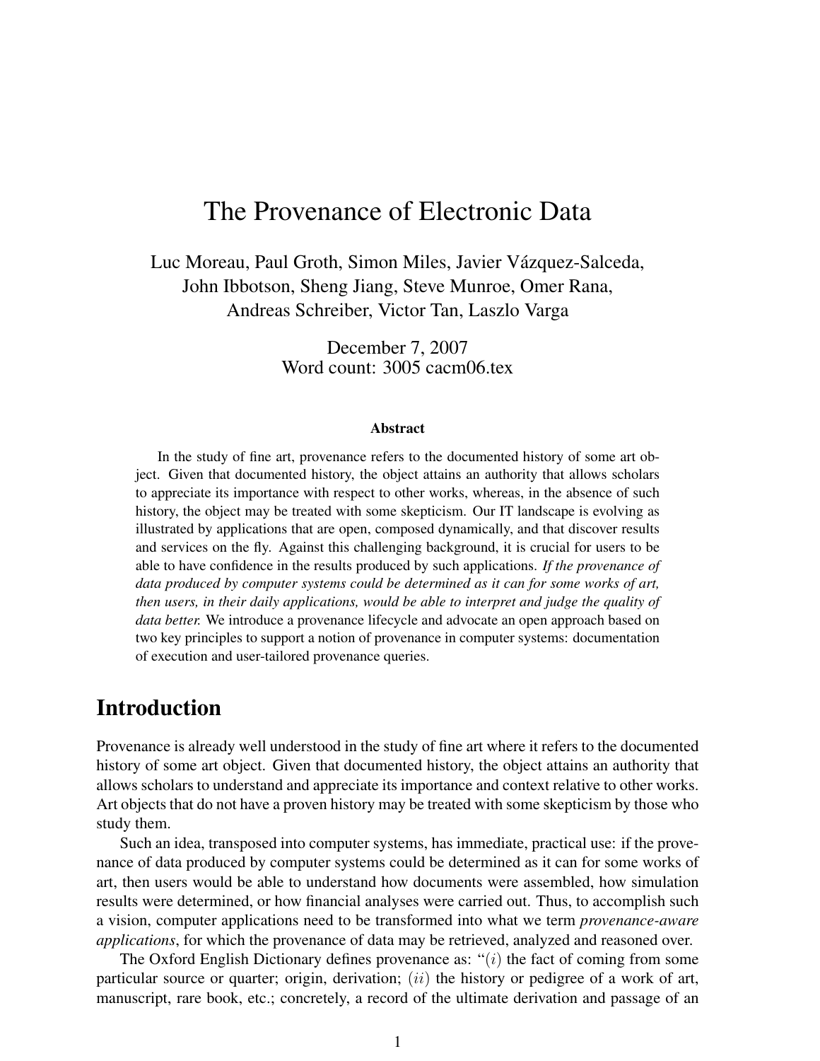# The Provenance of Electronic Data

Luc Moreau, Paul Groth, Simon Miles, Javier Vázquez-Salceda, John Ibbotson, Sheng Jiang, Steve Munroe, Omer Rana, Andreas Schreiber, Victor Tan, Laszlo Varga

December 7, 2007
Word count: 3005 cacm06.tex

### Abstract

In the study of fine art, provenance refers to the documented history of some art object. Given that documented history, the object attains an authority that allows scholars to appreciate its importance with respect to other works, whereas, in the absence of such history, the object may be treated with some skepticism. Our IT landscape is evolving as illustrated by applications that are open, composed dynamically, and that discover results and services on the fly. Against this challenging background, it is crucial for users to be able to have confidence in the results produced by such applications. *If the provenance of data produced by computer systems could be determined as it can for some works of art, then users, in their daily applications, would be able to interpret and judge the quality of data better.* We introduce a provenance lifecycle and advocate an open approach based on two key principles to support a notion of provenance in computer systems: documentation of execution and user-tailored provenance queries.

## Introduction

Provenance is already well understood in the study of fine art where it refers to the documented history of some art object. Given that documented history, the object attains an authority that allows scholars to understand and appreciate its importance and context relative to other works. Art objects that do not have a proven history may be treated with some skepticism by those who study them.

Such an idea, transposed into computer systems, has immediate, practical use: if the provenance of data produced by computer systems could be determined as it can for some works of art, then users would be able to understand how documents were assembled, how simulation results were determined, or how financial analyses were carried out. Thus, to accomplish such a vision, computer applications need to be transformed into what we term *provenance-aware applications*, for which the provenance of data may be retrieved, analyzed and reasoned over.

The Oxford English Dictionary defines provenance as: "$(i)$ the fact of coming from some particular source or quarter; origin, derivation; $(ii)$ the history or pedigree of a work of art, manuscript, rare book, etc.; concretely, a record of the ultimate derivation and passage of an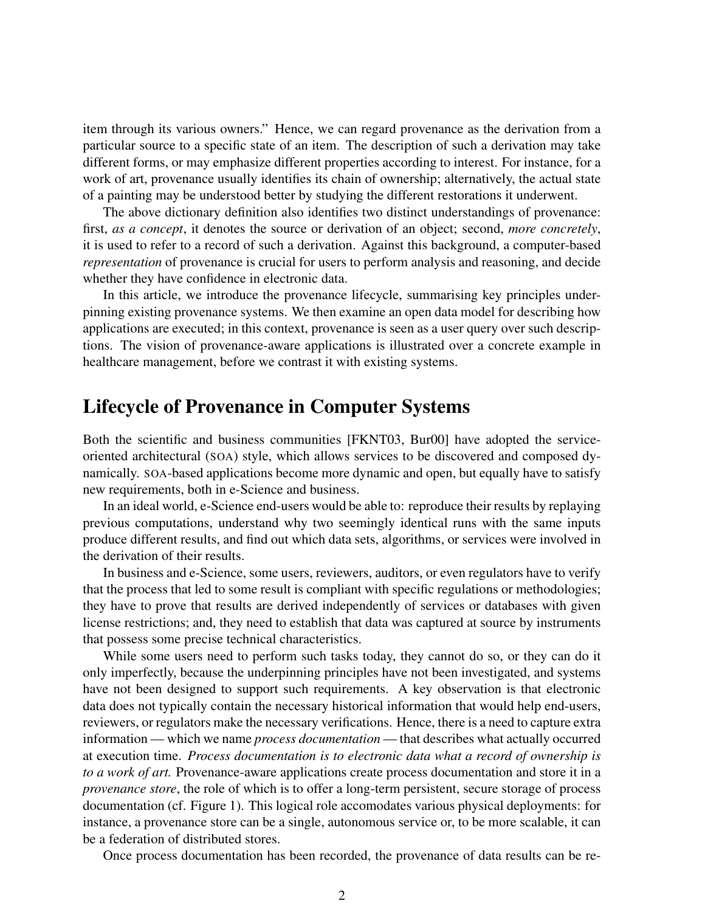item through its various owners." Hence, we can regard provenance as the derivation from a particular source to a specific state of an item. The description of such a derivation may take different forms, or may emphasize different properties according to interest. For instance, for a work of art, provenance usually identifies its chain of ownership; alternatively, the actual state of a painting may be understood better by studying the different restorations it underwent.

The above dictionary definition also identifies two distinct understandings of provenance: first, *as a concept*, it denotes the source or derivation of an object; second, *more concretely*, it is used to refer to a record of such a derivation. Against this background, a computer-based *representation* of provenance is crucial for users to perform analysis and reasoning, and decide whether they have confidence in electronic data.

In this article, we introduce the provenance lifecycle, summarising key principles underpinning existing provenance systems. We then examine an open data model for describing how applications are executed; in this context, provenance is seen as a user query over such descriptions. The vision of provenance-aware applications is illustrated over a concrete example in healthcare management, before we contrast it with existing systems.

## Lifecycle of Provenance in Computer Systems

Both the scientific and business communities [FKNT03, Bur00] have adopted the service-oriented architectural (SOA) style, which allows services to be discovered and composed dynamically. SOA-based applications become more dynamic and open, but equally have to satisfy new requirements, both in e-Science and business.

In an ideal world, e-Science end-users would be able to: reproduce their results by replaying previous computations, understand why two seemingly identical runs with the same inputs produce different results, and find out which data sets, algorithms, or services were involved in the derivation of their results.

In business and e-Science, some users, reviewers, auditors, or even regulators have to verify that the process that led to some result is compliant with specific regulations or methodologies; they have to prove that results are derived independently of services or databases with given license restrictions; and, they need to establish that data was captured at source by instruments that possess some precise technical characteristics.

While some users need to perform such tasks today, they cannot do so, or they can do it only imperfectly, because the underpinning principles have not been investigated, and systems have not been designed to support such requirements. A key observation is that electronic data does not typically contain the necessary historical information that would help end-users, reviewers, or regulators make the necessary verifications. Hence, there is a need to capture extra information — which we name *process documentation* — that describes what actually occurred at execution time. *Process documentation is to electronic data what a record of ownership is to a work of art.* Provenance-aware applications create process documentation and store it in a *provenance store*, the role of which is to offer a long-term persistent, secure storage of process documentation (cf. Figure 1). This logical role accomodates various physical deployments: for instance, a provenance store can be a single, autonomous service or, to be more scalable, it can be a federation of distributed stores.

Once process documentation has been recorded, the provenance of data results can be re-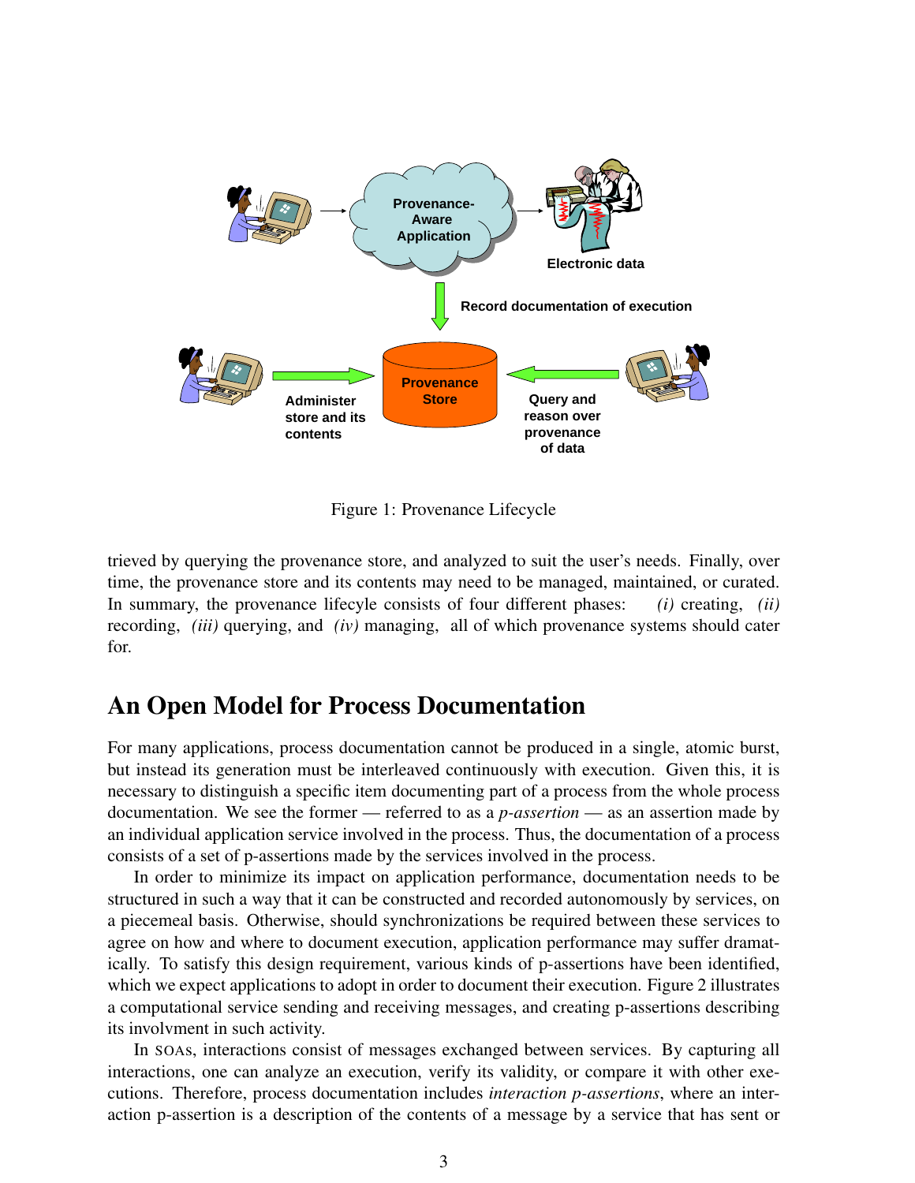Figure 1: Provenance Lifecycle

trieved by querying the provenance store, and analyzed to suit the user's needs. Finally, over time, the provenance store and its contents may need to be managed, maintained, or curated. In summary, the provenance lifecyle consists of four different phases: *(i)* creating, *(ii)* recording, *(iii)* querying, and *(iv)* managing, all of which provenance systems should cater for.

## An Open Model for Process Documentation

For many applications, process documentation cannot be produced in a single, atomic burst, but instead its generation must be interleaved continuously with execution. Given this, it is necessary to distinguish a specific item documenting part of a process from the whole process documentation. We see the former — referred to as a *p-assertion* — as an assertion made by an individual application service involved in the process. Thus, the documentation of a process consists of a set of p-assertions made by the services involved in the process.

In order to minimize its impact on application performance, documentation needs to be structured in such a way that it can be constructed and recorded autonomously by services, on a piecemeal basis. Otherwise, should synchronizations be required between these services to agree on how and where to document execution, application performance may suffer dramatically. To satisfy this design requirement, various kinds of p-assertions have been identified, which we expect applications to adopt in order to document their execution. Figure 2 illustrates a computational service sending and receiving messages, and creating p-assertions describing its involvment in such activity.

In SOAs, interactions consist of messages exchanged between services. By capturing all interactions, one can analyze an execution, verify its validity, or compare it with other executions. Therefore, process documentation includes *interaction p-assertions*, where an interaction p-assertion is a description of the contents of a message by a service that has sent or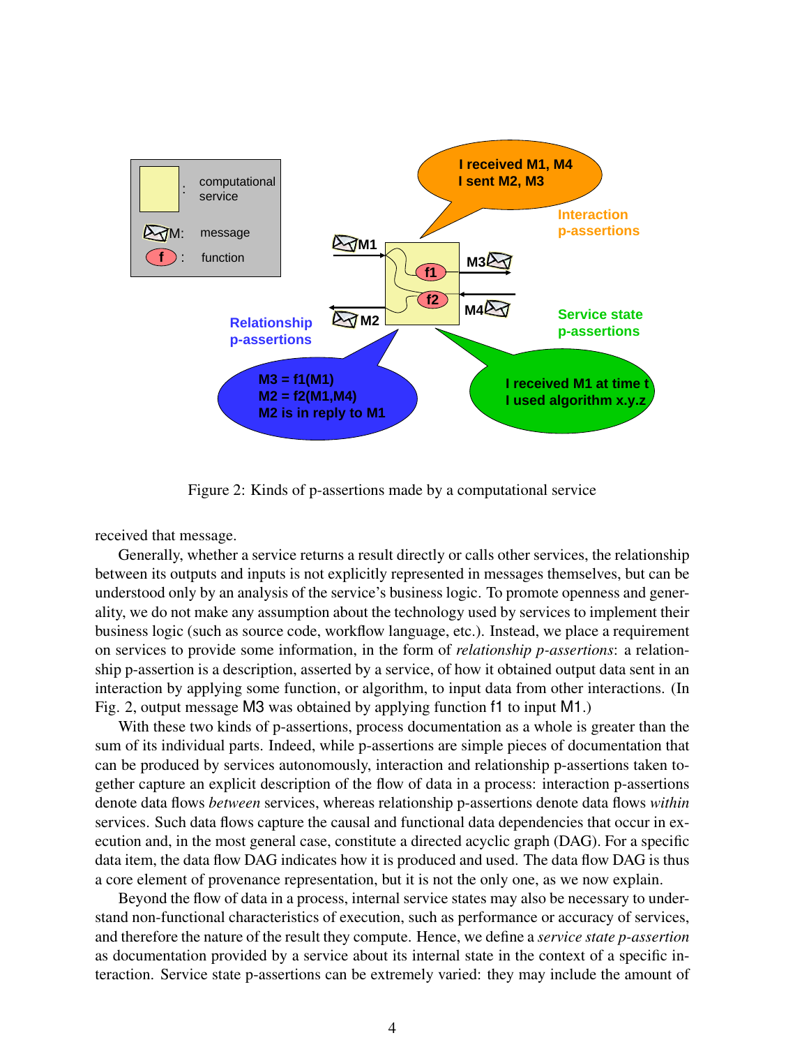Figure 2: Kinds of p-assertions made by a computational service

received that message.

Generally, whether a service returns a result directly or calls other services, the relationship between its outputs and inputs is not explicitly represented in messages themselves, but can be understood only by an analysis of the service's business logic. To promote openness and generality, we do not make any assumption about the technology used by services to implement their business logic (such as source code, workflow language, etc.). Instead, we place a requirement on services to provide some information, in the form of *relationship p-assertions*: a relationship p-assertion is a description, asserted by a service, of how it obtained output data sent in an interaction by applying some function, or algorithm, to input data from other interactions. (In Fig. 2, output message M3 was obtained by applying function f1 to input M1.)

With these two kinds of p-assertions, process documentation as a whole is greater than the sum of its individual parts. Indeed, while p-assertions are simple pieces of documentation that can be produced by services autonomously, interaction and relationship p-assertions taken together capture an explicit description of the flow of data in a process: interaction p-assertions denote data flows *between* services, whereas relationship p-assertions denote data flows *within* services. Such data flows capture the causal and functional data dependencies that occur in execution and, in the most general case, constitute a directed acyclic graph (DAG). For a specific data item, the data flow DAG indicates how it is produced and used. The data flow DAG is thus a core element of provenance representation, but it is not the only one, as we now explain.

Beyond the flow of data in a process, internal service states may also be necessary to understand non-functional characteristics of execution, such as performance or accuracy of services, and therefore the nature of the result they compute. Hence, we define a *service state p-assertion* as documentation provided by a service about its internal state in the context of a specific interaction. Service state p-assertions can be extremely varied: they may include the amount of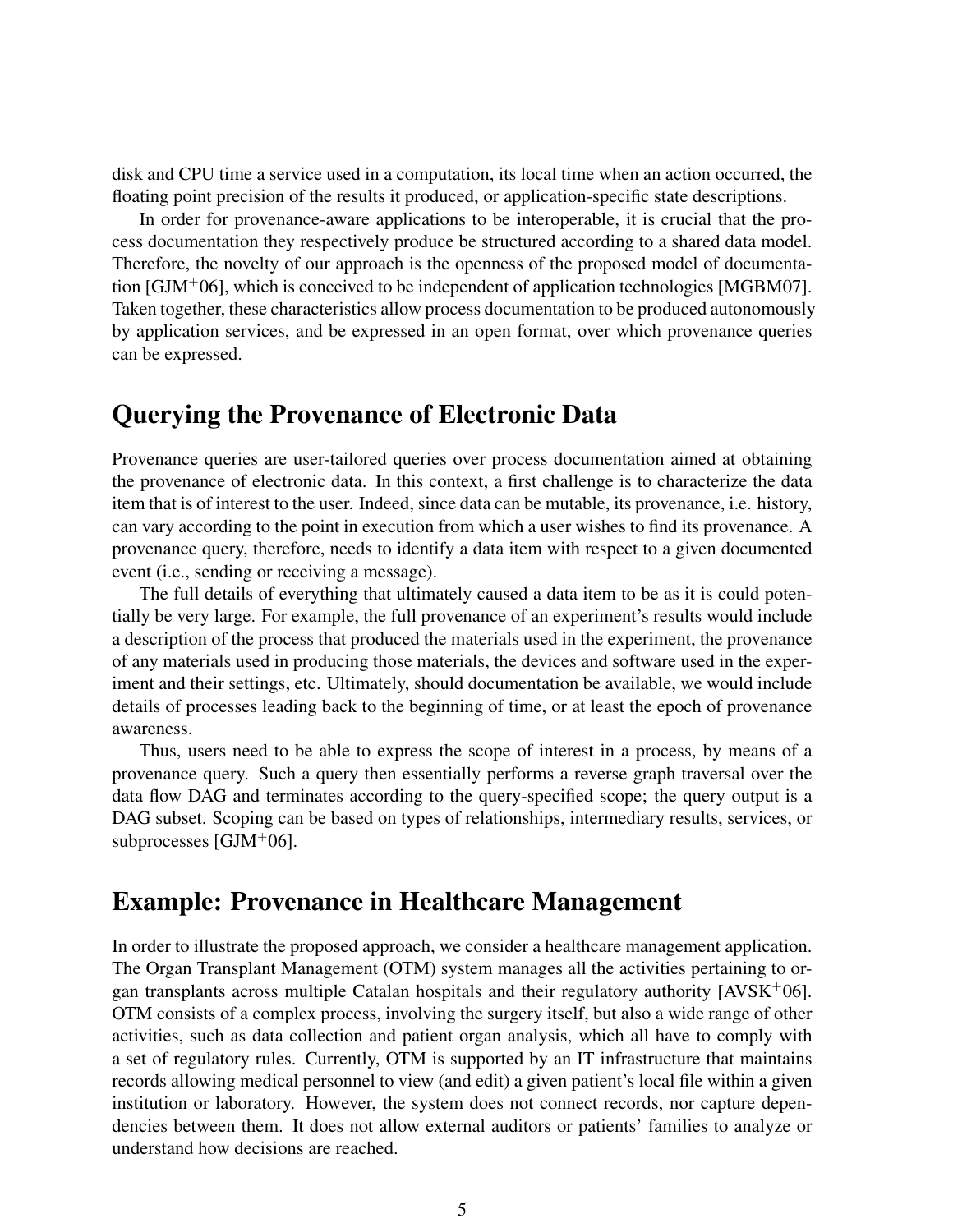disk and CPU time a service used in a computation, its local time when an action occurred, the floating point precision of the results it produced, or application-specific state descriptions.

In order for provenance-aware applications to be interoperable, it is crucial that the process documentation they respectively produce be structured according to a shared data model. Therefore, the novelty of our approach is the openness of the proposed model of documentation [GJM$^+$06], which is conceived to be independent of application technologies [MGBM07]. Taken together, these characteristics allow process documentation to be produced autonomously by application services, and be expressed in an open format, over which provenance queries can be expressed.

## Querying the Provenance of Electronic Data

Provenance queries are user-tailored queries over process documentation aimed at obtaining the provenance of electronic data. In this context, a first challenge is to characterize the data item that is of interest to the user. Indeed, since data can be mutable, its provenance, i.e. history, can vary according to the point in execution from which a user wishes to find its provenance. A provenance query, therefore, needs to identify a data item with respect to a given documented event (i.e., sending or receiving a message).

The full details of everything that ultimately caused a data item to be as it is could potentially be very large. For example, the full provenance of an experiment's results would include a description of the process that produced the materials used in the experiment, the provenance of any materials used in producing those materials, the devices and software used in the experiment and their settings, etc. Ultimately, should documentation be available, we would include details of processes leading back to the beginning of time, or at least the epoch of provenance awareness.

Thus, users need to be able to express the scope of interest in a process, by means of a provenance query. Such a query then essentially performs a reverse graph traversal over the data flow DAG and terminates according to the query-specified scope; the query output is a DAG subset. Scoping can be based on types of relationships, intermediary results, services, or subprocesses [GJM$^+$06].

## Example: Provenance in Healthcare Management

In order to illustrate the proposed approach, we consider a healthcare management application. The Organ Transplant Management (OTM) system manages all the activities pertaining to organ transplants across multiple Catalan hospitals and their regulatory authority [AVSK$^+$06]. OTM consists of a complex process, involving the surgery itself, but also a wide range of other activities, such as data collection and patient organ analysis, which all have to comply with a set of regulatory rules. Currently, OTM is supported by an IT infrastructure that maintains records allowing medical personnel to view (and edit) a given patient's local file within a given institution or laboratory. However, the system does not connect records, nor capture dependencies between them. It does not allow external auditors or patients' families to analyze or understand how decisions are reached.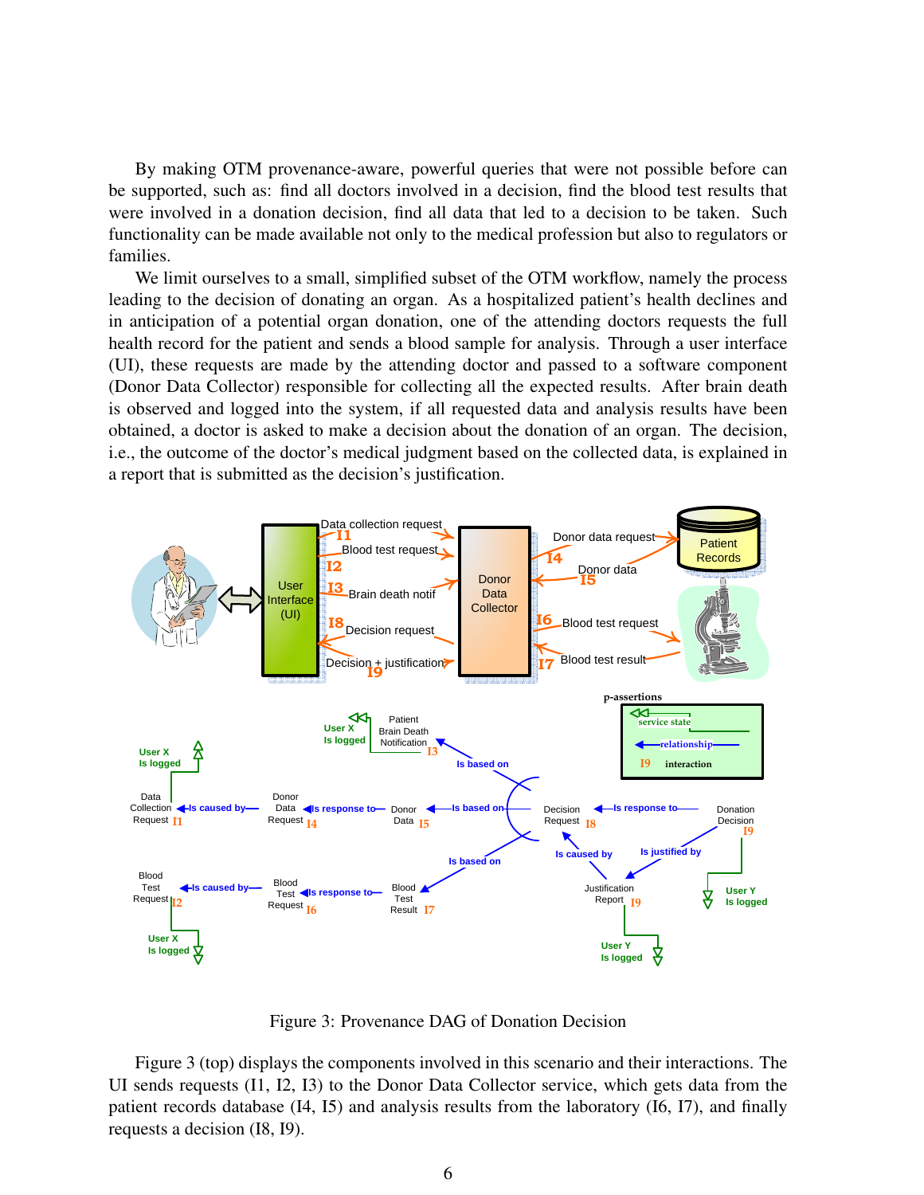By making OTM provenance-aware, powerful queries that were not possible before can be supported, such as: find all doctors involved in a decision, find the blood test results that were involved in a donation decision, find all data that led to a decision to be taken. Such functionality can be made available not only to the medical profession but also to regulators or families.

We limit ourselves to a small, simplified subset of the OTM workflow, namely the process leading to the decision of donating an organ. As a hospitalized patient's health declines and in anticipation of a potential organ donation, one of the attending doctors requests the full health record for the patient and sends a blood sample for analysis. Through a user interface (UI), these requests are made by the attending doctor and passed to a software component (Donor Data Collector) responsible for collecting all the expected results. After brain death is observed and logged into the system, if all requested data and analysis results have been obtained, a doctor is asked to make a decision about the donation of an organ. The decision, i.e., the outcome of the doctor's medical judgment based on the collected data, is explained in a report that is submitted as the decision's justification.

Figure 3: Provenance DAG of Donation Decision

Figure 3 (top) displays the components involved in this scenario and their interactions. The UI sends requests (I1, I2, I3) to the Donor Data Collector service, which gets data from the patient records database (I4, I5) and analysis results from the laboratory (I6, I7), and finally requests a decision (I8, I9).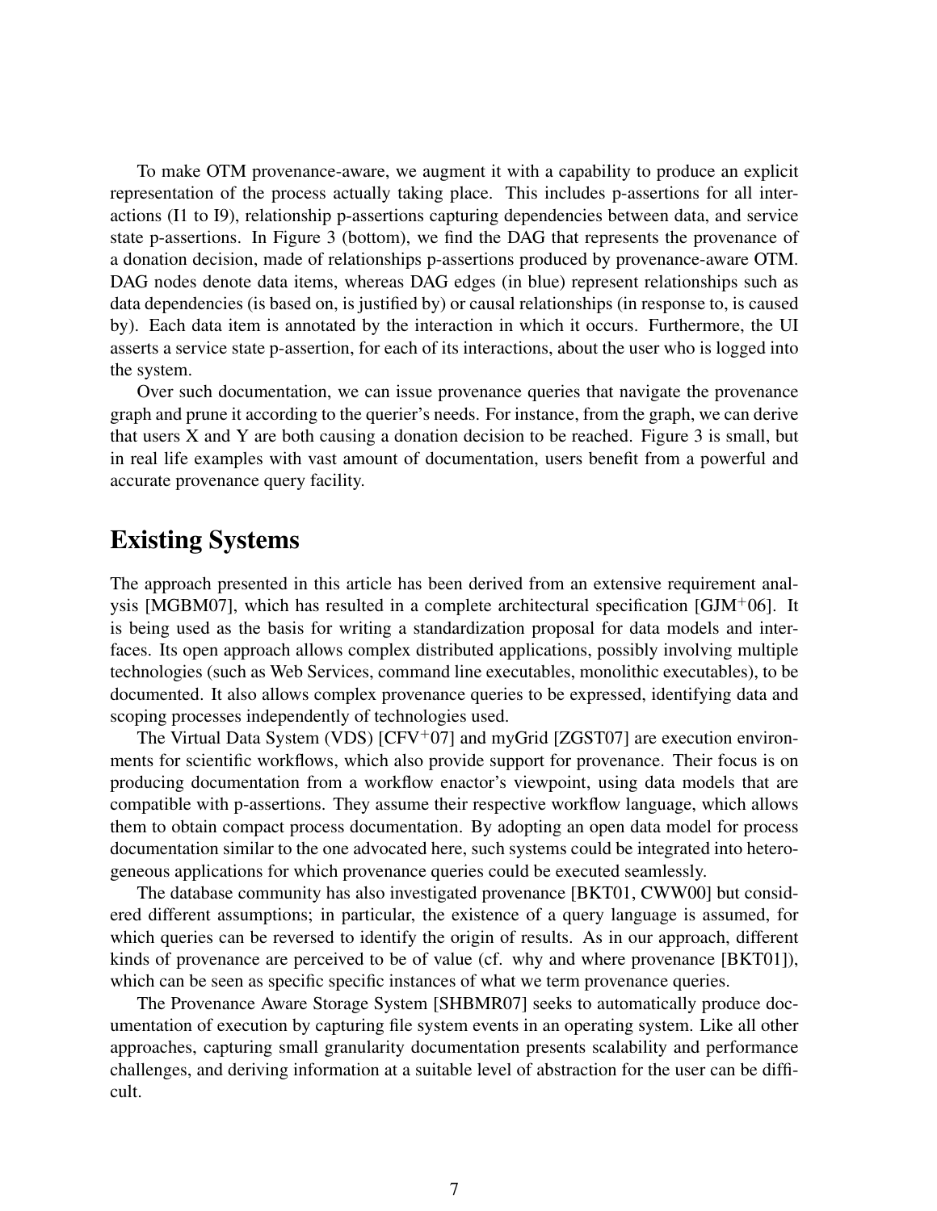To make OTM provenance-aware, we augment it with a capability to produce an explicit representation of the process actually taking place. This includes p-assertions for all interactions (I1 to I9), relationship p-assertions capturing dependencies between data, and service state p-assertions. In Figure 3 (bottom), we find the DAG that represents the provenance of a donation decision, made of relationships p-assertions produced by provenance-aware OTM. DAG nodes denote data items, whereas DAG edges (in blue) represent relationships such as data dependencies (is based on, is justified by) or causal relationships (in response to, is caused by). Each data item is annotated by the interaction in which it occurs. Furthermore, the UI asserts a service state p-assertion, for each of its interactions, about the user who is logged into the system.

Over such documentation, we can issue provenance queries that navigate the provenance graph and prune it according to the querier's needs. For instance, from the graph, we can derive that users X and Y are both causing a donation decision to be reached. Figure 3 is small, but in real life examples with vast amount of documentation, users benefit from a powerful and accurate provenance query facility.

## Existing Systems

The approach presented in this article has been derived from an extensive requirement analysis [MGBM07], which has resulted in a complete architectural specification [GJM+06]. It is being used as the basis for writing a standardization proposal for data models and interfaces. Its open approach allows complex distributed applications, possibly involving multiple technologies (such as Web Services, command line executables, monolithic executables), to be documented. It also allows complex provenance queries to be expressed, identifying data and scoping processes independently of technologies used.

The Virtual Data System (VDS) [CFV+07] and myGrid [ZGST07] are execution environments for scientific workflows, which also provide support for provenance. Their focus is on producing documentation from a workflow enactor's viewpoint, using data models that are compatible with p-assertions. They assume their respective workflow language, which allows them to obtain compact process documentation. By adopting an open data model for process documentation similar to the one advocated here, such systems could be integrated into heterogeneous applications for which provenance queries could be executed seamlessly.

The database community has also investigated provenance [BKT01, CWW00] but considered different assumptions; in particular, the existence of a query language is assumed, for which queries can be reversed to identify the origin of results. As in our approach, different kinds of provenance are perceived to be of value (cf. why and where provenance [BKT01]), which can be seen as specific specific instances of what we term provenance queries.

The Provenance Aware Storage System [SHBMR07] seeks to automatically produce documentation of execution by capturing file system events in an operating system. Like all other approaches, capturing small granularity documentation presents scalability and performance challenges, and deriving information at a suitable level of abstraction for the user can be difficult.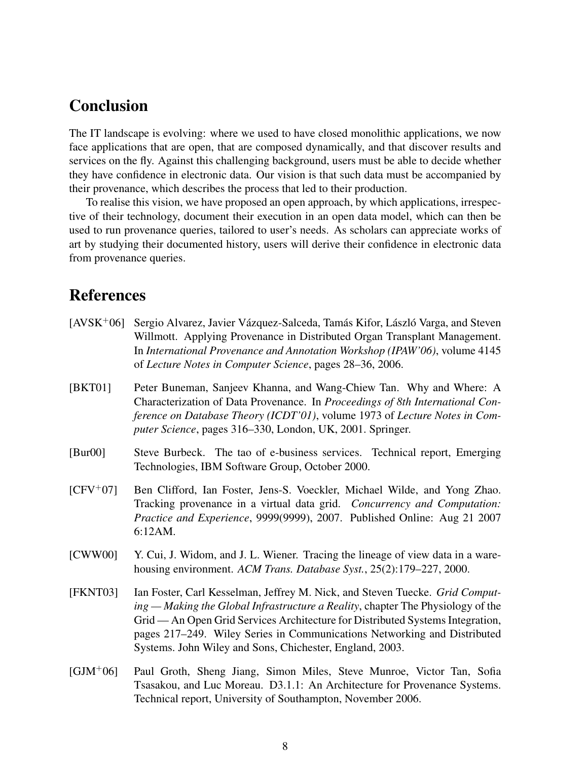## Conclusion

The IT landscape is evolving: where we used to have closed monolithic applications, we now face applications that are open, that are composed dynamically, and that discover results and services on the fly. Against this challenging background, users must be able to decide whether they have confidence in electronic data. Our vision is that such data must be accompanied by their provenance, which describes the process that led to their production.

To realise this vision, we have proposed an open approach, by which applications, irrespective of their technology, document their execution in an open data model, which can then be used to run provenance queries, tailored to user's needs. As scholars can appreciate works of art by studying their documented history, users will derive their confidence in electronic data from provenance queries.

## References

[AVSK+06] Sergio Alvarez, Javier Vázquez-Salceda, Tamás Kifor, László Varga, and Steven Willmott. Applying Provenance in Distributed Organ Transplant Management. In *International Provenance and Annotation Workshop (IPAW'06)*, volume 4145 of *Lecture Notes in Computer Science*, pages 28–36, 2006.

[BKT01] Peter Buneman, Sanjeev Khanna, and Wang-Chiew Tan. Why and Where: A Characterization of Data Provenance. In *Proceedings of 8th International Conference on Database Theory (ICDT'01)*, volume 1973 of *Lecture Notes in Computer Science*, pages 316–330, London, UK, 2001. Springer.

[Bur00] Steve Burbeck. The tao of e-business services. Technical report, Emerging Technologies, IBM Software Group, October 2000.

[CFV+07] Ben Clifford, Ian Foster, Jens-S. Voeckler, Michael Wilde, and Yong Zhao. Tracking provenance in a virtual data grid. *Concurrency and Computation: Practice and Experience*, 9999(9999), 2007. Published Online: Aug 21 2007 6:12AM.

[CWW00] Y. Cui, J. Widom, and J. L. Wiener. Tracing the lineage of view data in a warehousing environment. *ACM Trans. Database Syst.*, 25(2):179–227, 2000.

[FKNT03] Ian Foster, Carl Kesselman, Jeffrey M. Nick, and Steven Tuecke. *Grid Computing — Making the Global Infrastructure a Reality*, chapter The Physiology of the Grid — An Open Grid Services Architecture for Distributed Systems Integration, pages 217–249. Wiley Series in Communications Networking and Distributed Systems. John Wiley and Sons, Chichester, England, 2003.

[GJM+06] Paul Groth, Sheng Jiang, Simon Miles, Steve Munroe, Victor Tan, Sofia Tsasakou, and Luc Moreau. D3.1.1: An Architecture for Provenance Systems. Technical report, University of Southampton, November 2006.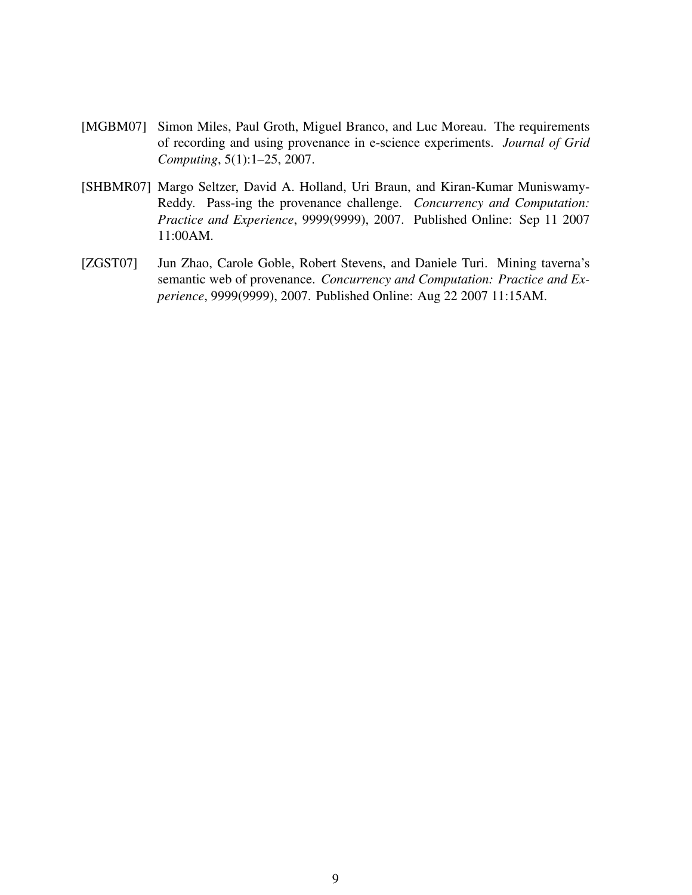[MGBM07] Simon Miles, Paul Groth, Miguel Branco, and Luc Moreau. The requirements of recording and using provenance in e-science experiments. *Journal of Grid Computing*, 5(1):1–25, 2007.

[SHBMR07] Margo Seltzer, David A. Holland, Uri Braun, and Kiran-Kumar Muniswamy-Reddy. Pass-ing the provenance challenge. *Concurrency and Computation: Practice and Experience*, 9999(9999), 2007. Published Online: Sep 11 2007 11:00AM.

[ZGST07] Jun Zhao, Carole Goble, Robert Stevens, and Daniele Turi. Mining taverna's semantic web of provenance. *Concurrency and Computation: Practice and Experience*, 9999(9999), 2007. Published Online: Aug 22 2007 11:15AM.